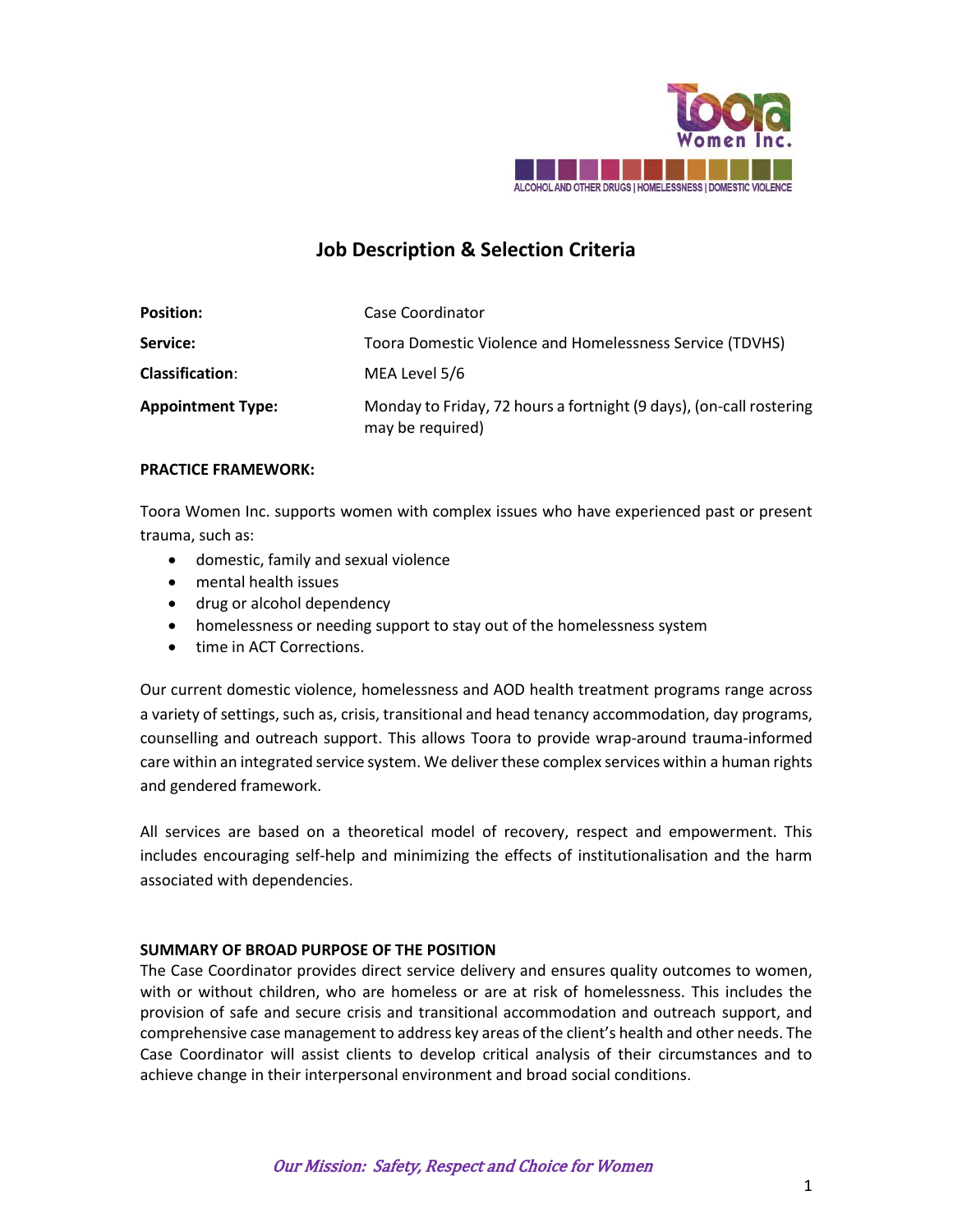Toora Women Inc.

ALCOHOL AND OTHER DRUGS | HOMELESSNESS | DOMESTIC VIOLENCE

# Job Description & Selection Criteria

| | |
|---|---|
| **Position:** | Case Coordinator |
| **Service:** | Toora Domestic Violence and Homelessness Service (TDVHS) |
| **Classification**: | MEA Level 5/6 |
| **Appointment Type:** | Monday to Friday, 72 hours a fortnight (9 days), (on-call rostering may be required) |

**PRACTICE FRAMEWORK:**

Toora Women Inc. supports women with complex issues who have experienced past or present trauma, such as:

- domestic, family and sexual violence
- mental health issues
- drug or alcohol dependency
- homelessness or needing support to stay out of the homelessness system
- time in ACT Corrections.

Our current domestic violence, homelessness and AOD health treatment programs range across a variety of settings, such as, crisis, transitional and head tenancy accommodation, day programs, counselling and outreach support. This allows Toora to provide wrap-around trauma-informed care within an integrated service system. We deliver these complex services within a human rights and gendered framework.

All services are based on a theoretical model of recovery, respect and empowerment. This includes encouraging self-help and minimizing the effects of institutionalisation and the harm associated with dependencies.

**SUMMARY OF BROAD PURPOSE OF THE POSITION**

The Case Coordinator provides direct service delivery and ensures quality outcomes to women, with or without children, who are homeless or are at risk of homelessness. This includes the provision of safe and secure crisis and transitional accommodation and outreach support, and comprehensive case management to address key areas of the client's health and other needs. The Case Coordinator will assist clients to develop critical analysis of their circumstances and to achieve change in their interpersonal environment and broad social conditions.

*Our Mission: Safety, Respect and Choice for Women*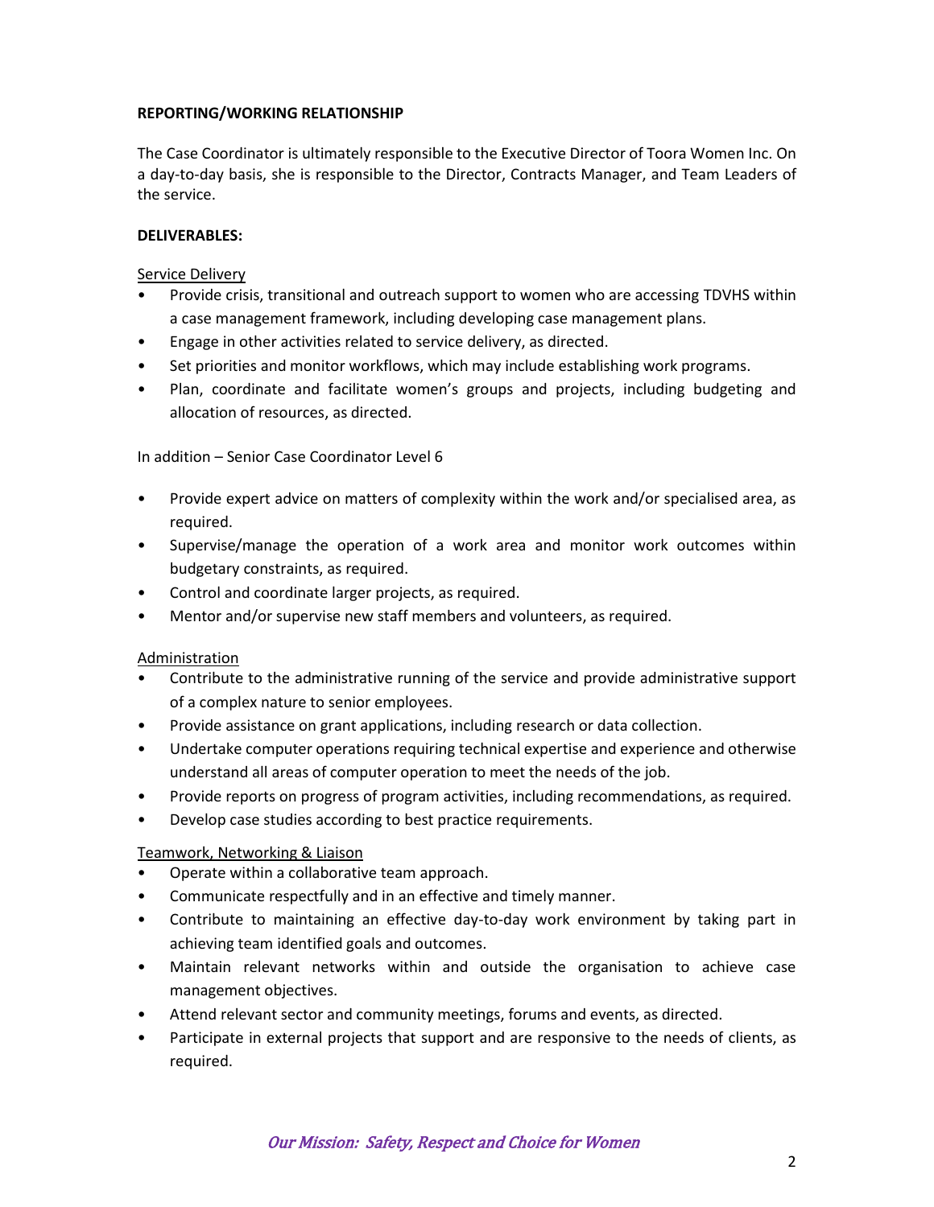**REPORTING/WORKING RELATIONSHIP**

The Case Coordinator is ultimately responsible to the Executive Director of Toora Women Inc. On a day-to-day basis, she is responsible to the Director, Contracts Manager, and Team Leaders of the service.

**DELIVERABLES:**

Service Delivery

- Provide crisis, transitional and outreach support to women who are accessing TDVHS within a case management framework, including developing case management plans.
- Engage in other activities related to service delivery, as directed.
- Set priorities and monitor workflows, which may include establishing work programs.
- Plan, coordinate and facilitate women's groups and projects, including budgeting and allocation of resources, as directed.

In addition – Senior Case Coordinator Level 6

- Provide expert advice on matters of complexity within the work and/or specialised area, as required.
- Supervise/manage the operation of a work area and monitor work outcomes within budgetary constraints, as required.
- Control and coordinate larger projects, as required.
- Mentor and/or supervise new staff members and volunteers, as required.

Administration

- Contribute to the administrative running of the service and provide administrative support of a complex nature to senior employees.
- Provide assistance on grant applications, including research or data collection.
- Undertake computer operations requiring technical expertise and experience and otherwise understand all areas of computer operation to meet the needs of the job.
- Provide reports on progress of program activities, including recommendations, as required.
- Develop case studies according to best practice requirements.

Teamwork, Networking & Liaison

- Operate within a collaborative team approach.
- Communicate respectfully and in an effective and timely manner.
- Contribute to maintaining an effective day-to-day work environment by taking part in achieving team identified goals and outcomes.
- Maintain relevant networks within and outside the organisation to achieve case management objectives.
- Attend relevant sector and community meetings, forums and events, as directed.
- Participate in external projects that support and are responsive to the needs of clients, as required.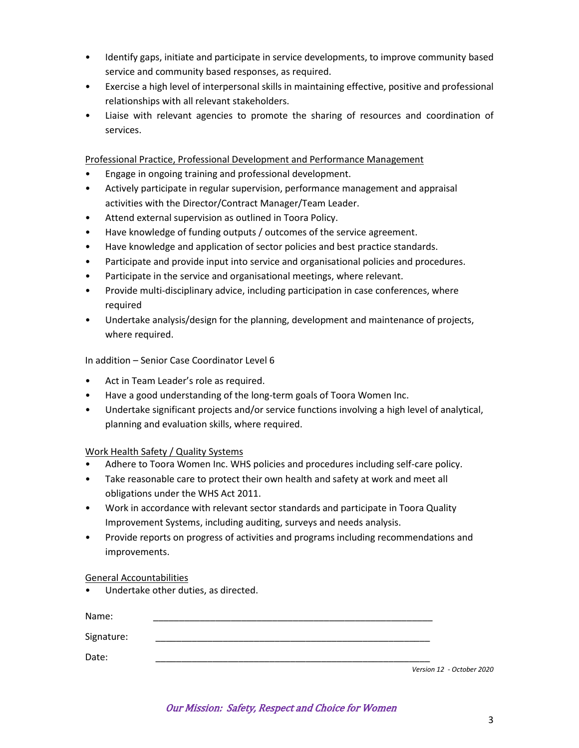- Identify gaps, initiate and participate in service developments, to improve community based service and community based responses, as required.
- Exercise a high level of interpersonal skills in maintaining effective, positive and professional relationships with all relevant stakeholders.
- Liaise with relevant agencies to promote the sharing of resources and coordination of services.

<u>Professional Practice, Professional Development and Performance Management</u>

- Engage in ongoing training and professional development.
- Actively participate in regular supervision, performance management and appraisal activities with the Director/Contract Manager/Team Leader.
- Attend external supervision as outlined in Toora Policy.
- Have knowledge of funding outputs / outcomes of the service agreement.
- Have knowledge and application of sector policies and best practice standards.
- Participate and provide input into service and organisational policies and procedures.
- Participate in the service and organisational meetings, where relevant.
- Provide multi-disciplinary advice, including participation in case conferences, where required
- Undertake analysis/design for the planning, development and maintenance of projects, where required.

In addition – Senior Case Coordinator Level 6

- Act in Team Leader's role as required.
- Have a good understanding of the long-term goals of Toora Women Inc.
- Undertake significant projects and/or service functions involving a high level of analytical, planning and evaluation skills, where required.

<u>Work Health Safety / Quality Systems</u>

- Adhere to Toora Women Inc. WHS policies and procedures including self-care policy.
- Take reasonable care to protect their own health and safety at work and meet all obligations under the WHS Act 2011.
- Work in accordance with relevant sector standards and participate in Toora Quality Improvement Systems, including auditing, surveys and needs analysis.
- Provide reports on progress of activities and programs including recommendations and improvements.

<u>General Accountabilities</u>

- Undertake other duties, as directed.

Name: _______________________________________________________

Signature: _______________________________________________________

Date: _______________________________________________________

*Version 12 - October 2020*

*Our Mission: Safety, Respect and Choice for Women*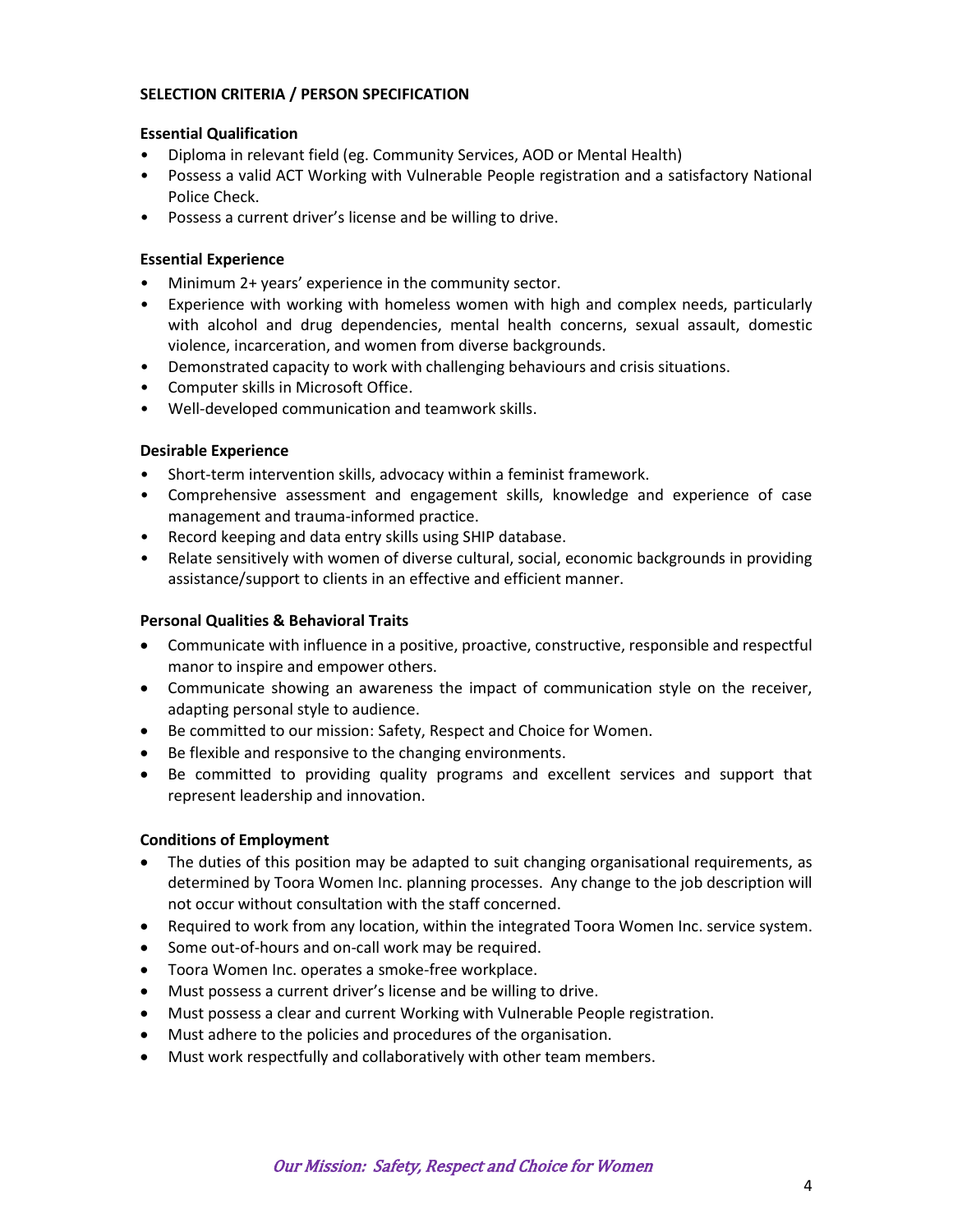**SELECTION CRITERIA / PERSON SPECIFICATION**

**Essential Qualification**

- Diploma in relevant field (eg. Community Services, AOD or Mental Health)
- Possess a valid ACT Working with Vulnerable People registration and a satisfactory National Police Check.
- Possess a current driver's license and be willing to drive.

**Essential Experience**

- Minimum 2+ years' experience in the community sector.
- Experience with working with homeless women with high and complex needs, particularly with alcohol and drug dependencies, mental health concerns, sexual assault, domestic violence, incarceration, and women from diverse backgrounds.
- Demonstrated capacity to work with challenging behaviours and crisis situations.
- Computer skills in Microsoft Office.
- Well-developed communication and teamwork skills.

**Desirable Experience**

- Short-term intervention skills, advocacy within a feminist framework.
- Comprehensive assessment and engagement skills, knowledge and experience of case management and trauma-informed practice.
- Record keeping and data entry skills using SHIP database.
- Relate sensitively with women of diverse cultural, social, economic backgrounds in providing assistance/support to clients in an effective and efficient manner.

**Personal Qualities & Behavioral Traits**

- Communicate with influence in a positive, proactive, constructive, responsible and respectful manor to inspire and empower others.
- Communicate showing an awareness the impact of communication style on the receiver, adapting personal style to audience.
- Be committed to our mission: Safety, Respect and Choice for Women.
- Be flexible and responsive to the changing environments.
- Be committed to providing quality programs and excellent services and support that represent leadership and innovation.

**Conditions of Employment**

- The duties of this position may be adapted to suit changing organisational requirements, as determined by Toora Women Inc. planning processes. Any change to the job description will not occur without consultation with the staff concerned.
- Required to work from any location, within the integrated Toora Women Inc. service system.
- Some out-of-hours and on-call work may be required.
- Toora Women Inc. operates a smoke-free workplace.
- Must possess a current driver's license and be willing to drive.
- Must possess a clear and current Working with Vulnerable People registration.
- Must adhere to the policies and procedures of the organisation.
- Must work respectfully and collaboratively with other team members.